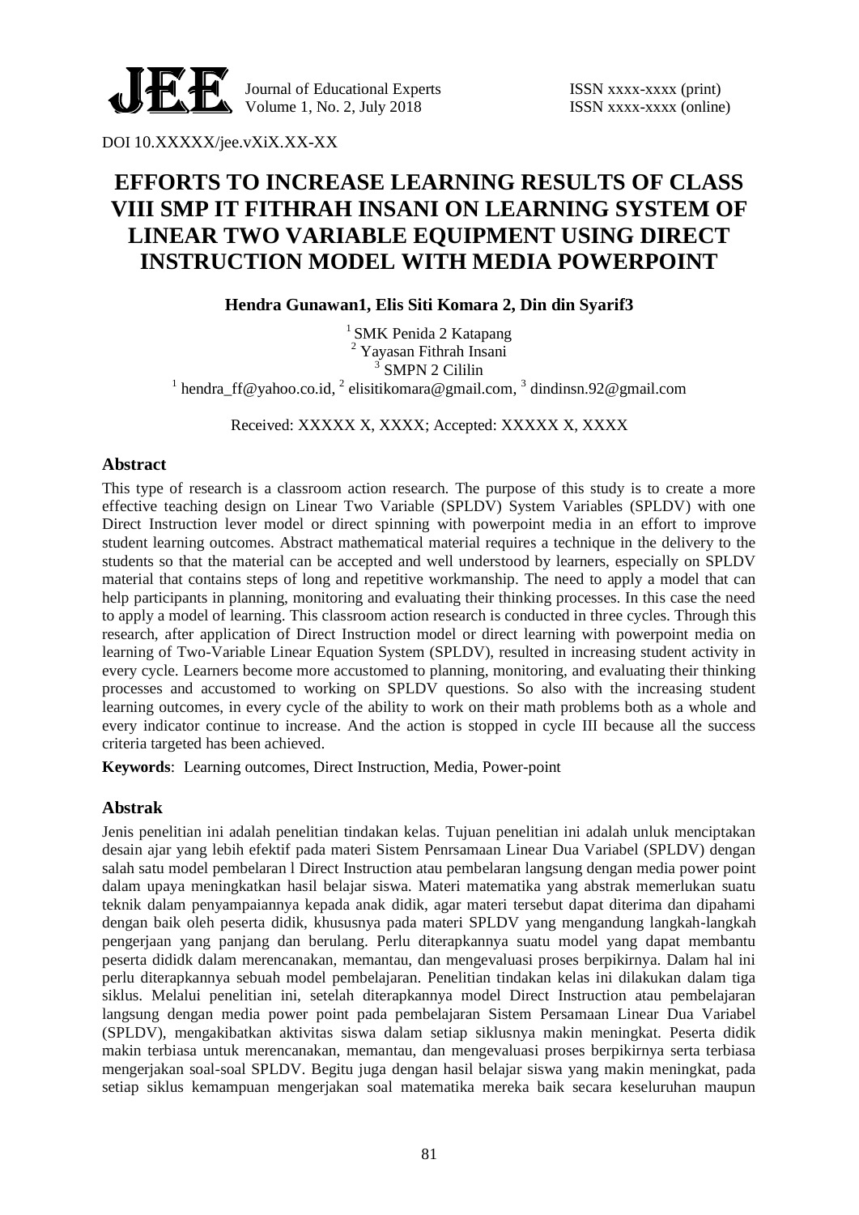DOI 10.XXXXX/jee.vXiX.XX-XX

# EFFORTS TO INCREASE LEARNING RESULTS OF CLASS VIII SMP IT FITHRAH INSANI ON LEARNING SYSTEM OF LINEAR TWO VARIABLE EQUIPMENT USING DIRECT INSTRUCTION MODEL WITH MEDIA POWERPOINT

**Hendra Gunawan1, Elis Siti Komara 2, Din din Syarif3**

[1] SMK Penida 2 Katapang
[2] Yayasan Fithrah Insani
[3] SMPN 2 Cililin
[1] hendra_ff@yahoo.co.id, [2] elisitikomara@gmail.com, [3] dindinsn.92@gmail.com

Received: XXXXX X, XXXX; Accepted: XXXXX X, XXXX

## Abstract

This type of research is a classroom action research. The purpose of this study is to create a more effective teaching design on Linear Two Variable (SPLDV) System Variables (SPLDV) with one Direct Instruction lever model or direct spinning with powerpoint media in an effort to improve student learning outcomes. Abstract mathematical material requires a technique in the delivery to the students so that the material can be accepted and well understood by learners, especially on SPLDV material that contains steps of long and repetitive workmanship. The need to apply a model that can help participants in planning, monitoring and evaluating their thinking processes. In this case the need to apply a model of learning. This classroom action research is conducted in three cycles. Through this research, after application of Direct Instruction model or direct learning with powerpoint media on learning of Two-Variable Linear Equation System (SPLDV), resulted in increasing student activity in every cycle. Learners become more accustomed to planning, monitoring, and evaluating their thinking processes and accustomed to working on SPLDV questions. So also with the increasing student learning outcomes, in every cycle of the ability to work on their math problems both as a whole and every indicator continue to increase. And the action is stopped in cycle III because all the success criteria targeted has been achieved.

**Keywords**: Learning outcomes, Direct Instruction, Media, Power-point

## Abstrak

Jenis penelitian ini adalah penelitian tindakan kelas. Tujuan penelitian ini adalah unluk menciptakan desain ajar yang lebih efektif pada materi Sistem Penrsamaan Linear Dua Variabel (SPLDV) dengan salah satu model pembelaran l Direct Instruction atau pembelaran langsung dengan media power point dalam upaya meningkatkan hasil belajar siswa. Materi matematika yang abstrak memerlukan suatu teknik dalam penyampaiannya kepada anak didik, agar materi tersebut dapat diterima dan dipahami dengan baik oleh peserta didik, khususnya pada materi SPLDV yang mengandung langkah-langkah pengerjaan yang panjang dan berulang. Perlu diterapkannya suatu model yang dapat membantu peserta dididk dalam merencanakan, memantau, dan mengevaluasi proses berpikirnya. Dalam hal ini perlu diterapkannya sebuah model pembelajaran. Penelitian tindakan kelas ini dilakukan dalam tiga siklus. Melalui penelitian ini, setelah diterapkannya model Direct Instruction atau pembelajaran langsung dengan media power point pada pembelajaran Sistem Persamaan Linear Dua Variabel (SPLDV), mengakibatkan aktivitas siswa dalam setiap siklusnya makin meningkat. Peserta didik makin terbiasa untuk merencanakan, memantau, dan mengevaluasi proses berpikirnya serta terbiasa mengerjakan soal-soal SPLDV. Begitu juga dengan hasil belajar siswa yang makin meningkat, pada setiap siklus kemampuan mengerjakan soal matematika mereka baik secara keseluruhan maupun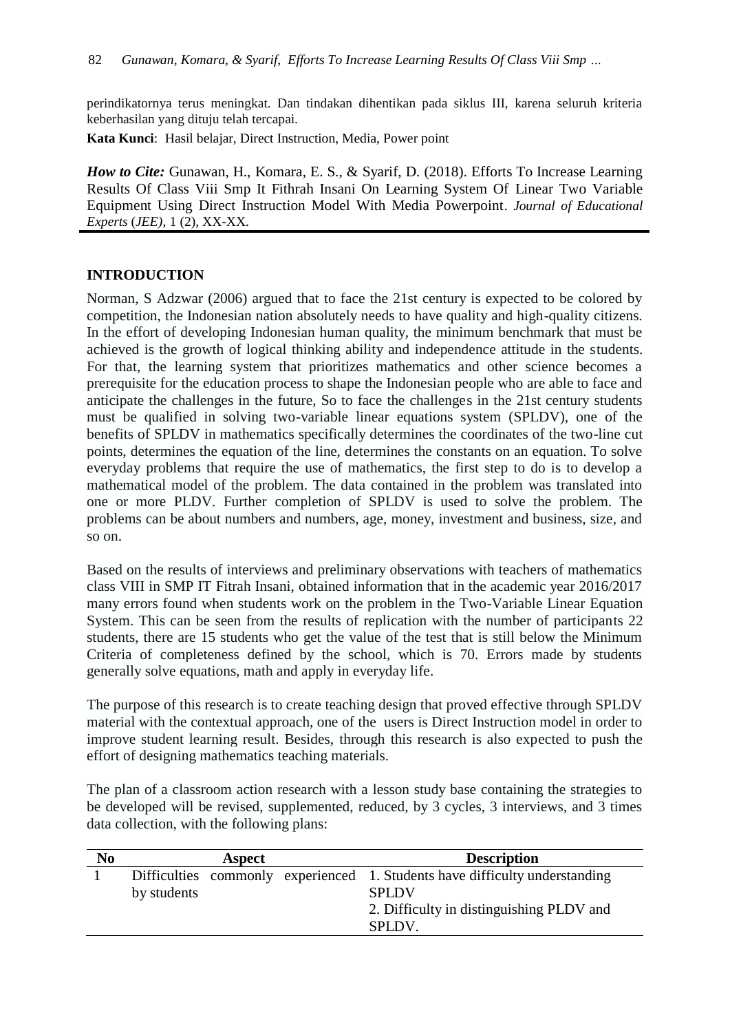perindikatornya terus meningkat. Dan tindakan dihentikan pada siklus III, karena seluruh kriteria keberhasilan yang dituju telah tercapai.

**Kata Kunci**: Hasil belajar, Direct Instruction, Media, Power point

***How to Cite:*** Gunawan, H., Komara, E. S., & Syarif, D. (2018). Efforts To Increase Learning Results Of Class Viii Smp It Fithrah Insani On Learning System Of Linear Two Variable Equipment Using Direct Instruction Model With Media Powerpoint. *Journal of Educational Experts* (*JEE)*, 1 (2), XX-XX.

## INTRODUCTION

Norman, S Adzwar (2006) argued that to face the 21st century is expected to be colored by competition, the Indonesian nation absolutely needs to have quality and high-quality citizens. In the effort of developing Indonesian human quality, the minimum benchmark that must be achieved is the growth of logical thinking ability and independence attitude in the students. For that, the learning system that prioritizes mathematics and other science becomes a prerequisite for the education process to shape the Indonesian people who are able to face and anticipate the challenges in the future, So to face the challenges in the 21st century students must be qualified in solving two-variable linear equations system (SPLDV), one of the benefits of SPLDV in mathematics specifically determines the coordinates of the two-line cut points, determines the equation of the line, determines the constants on an equation. To solve everyday problems that require the use of mathematics, the first step to do is to develop a mathematical model of the problem. The data contained in the problem was translated into one or more PLDV. Further completion of SPLDV is used to solve the problem. The problems can be about numbers and numbers, age, money, investment and business, size, and so on.

Based on the results of interviews and preliminary observations with teachers of mathematics class VIII in SMP IT Fitrah Insani, obtained information that in the academic year 2016/2017 many errors found when students work on the problem in the Two-Variable Linear Equation System. This can be seen from the results of replication with the number of participants 22 students, there are 15 students who get the value of the test that is still below the Minimum Criteria of completeness defined by the school, which is 70. Errors made by students generally solve equations, math and apply in everyday life.

The purpose of this research is to create teaching design that proved effective through SPLDV material with the contextual approach, one of the users is Direct Instruction model in order to improve student learning result. Besides, through this research is also expected to push the effort of designing mathematics teaching materials.

The plan of a classroom action research with a lesson study base containing the strategies to be developed will be revised, supplemented, reduced, by 3 cycles, 3 interviews, and 3 times data collection, with the following plans:

| No | Aspect | Description |
|---|---|---|
| 1 | Difficulties commonly experienced by students | 1. Students have difficulty understanding SPLDV<br>2. Difficulty in distinguishing PLDV and SPLDV. |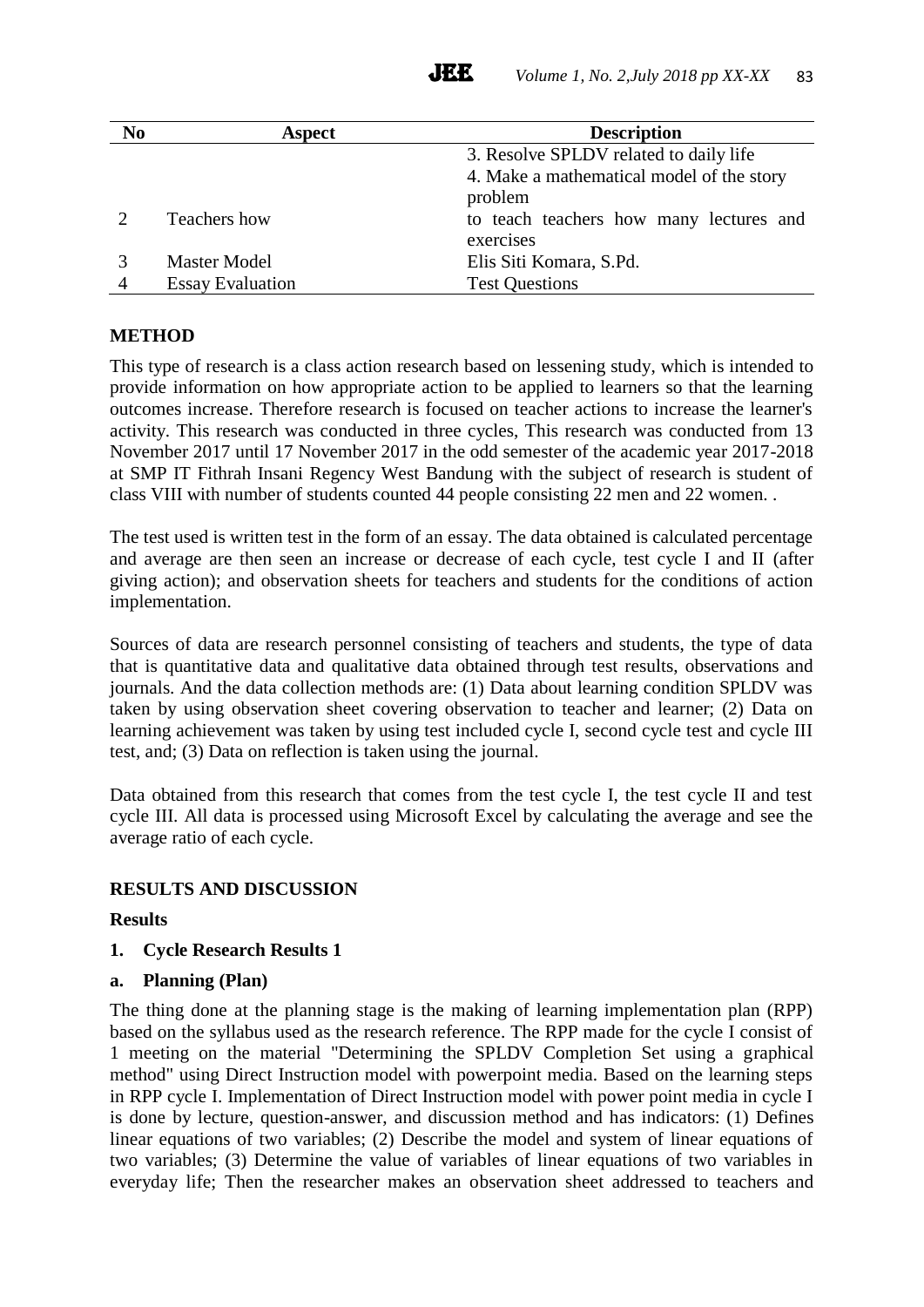| No | Aspect | Description |
|---|---|---|
| | | 3. Resolve SPLDV related to daily life |
| | | 4. Make a mathematical model of the story problem |
| 2 | Teachers how | to teach teachers how many lectures and exercises |
| 3 | Master Model | Elis Siti Komara, S.Pd. |
| 4 | Essay Evaluation | Test Questions |

## METHOD

This type of research is a class action research based on lessening study, which is intended to provide information on how appropriate action to be applied to learners so that the learning outcomes increase. Therefore research is focused on teacher actions to increase the learner's activity. This research was conducted in three cycles, This research was conducted from 13 November 2017 until 17 November 2017 in the odd semester of the academic year 2017-2018 at SMP IT Fithrah Insani Regency West Bandung with the subject of research is student of class VIII with number of students counted 44 people consisting 22 men and 22 women. .

The test used is written test in the form of an essay. The data obtained is calculated percentage and average are then seen an increase or decrease of each cycle, test cycle I and II (after giving action); and observation sheets for teachers and students for the conditions of action implementation.

Sources of data are research personnel consisting of teachers and students, the type of data that is quantitative data and qualitative data obtained through test results, observations and journals. And the data collection methods are: (1) Data about learning condition SPLDV was taken by using observation sheet covering observation to teacher and learner; (2) Data on learning achievement was taken by using test included cycle I, second cycle test and cycle III test, and; (3) Data on reflection is taken using the journal.

Data obtained from this research that comes from the test cycle I, the test cycle II and test cycle III. All data is processed using Microsoft Excel by calculating the average and see the average ratio of each cycle.

## RESULTS AND DISCUSSION

### Results

**1. Cycle Research Results 1**

**a. Planning (Plan)**

The thing done at the planning stage is the making of learning implementation plan (RPP) based on the syllabus used as the research reference. The RPP made for the cycle I consist of 1 meeting on the material "Determining the SPLDV Completion Set using a graphical method" using Direct Instruction model with powerpoint media. Based on the learning steps in RPP cycle I. Implementation of Direct Instruction model with power point media in cycle I is done by lecture, question-answer, and discussion method and has indicators: (1) Defines linear equations of two variables; (2) Describe the model and system of linear equations of two variables; (3) Determine the value of variables of linear equations of two variables in everyday life; Then the researcher makes an observation sheet addressed to teachers and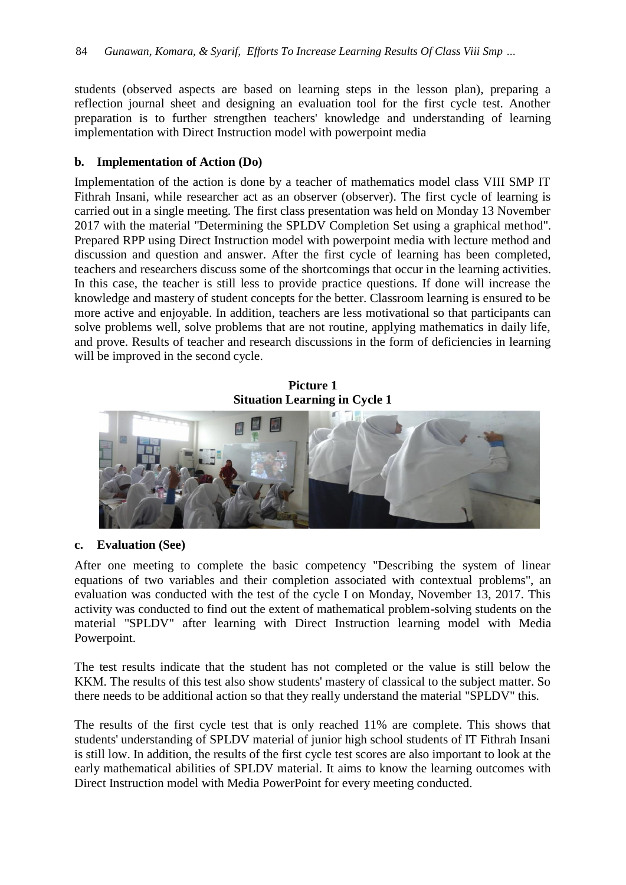students (observed aspects are based on learning steps in the lesson plan), preparing a reflection journal sheet and designing an evaluation tool for the first cycle test. Another preparation is to further strengthen teachers' knowledge and understanding of learning implementation with Direct Instruction model with powerpoint media

**b. Implementation of Action (Do)**

Implementation of the action is done by a teacher of mathematics model class VIII SMP IT Fithrah Insani, while researcher act as an observer (observer). The first cycle of learning is carried out in a single meeting. The first class presentation was held on Monday 13 November 2017 with the material "Determining the SPLDV Completion Set using a graphical method". Prepared RPP using Direct Instruction model with powerpoint media with lecture method and discussion and question and answer. After the first cycle of learning has been completed, teachers and researchers discuss some of the shortcomings that occur in the learning activities. In this case, the teacher is still less to provide practice questions. If done will increase the knowledge and mastery of student concepts for the better. Classroom learning is ensured to be more active and enjoyable. In addition, teachers are less motivational so that participants can solve problems well, solve problems that are not routine, applying mathematics in daily life, and prove. Results of teacher and research discussions in the form of deficiencies in learning will be improved in the second cycle.

**Picture 1**
**Situation Learning in Cycle 1**

**c. Evaluation (See)**

After one meeting to complete the basic competency "Describing the system of linear equations of two variables and their completion associated with contextual problems", an evaluation was conducted with the test of the cycle I on Monday, November 13, 2017. This activity was conducted to find out the extent of mathematical problem-solving students on the material "SPLDV" after learning with Direct Instruction learning model with Media Powerpoint.

The test results indicate that the student has not completed or the value is still below the KKM. The results of this test also show students' mastery of classical to the subject matter. So there needs to be additional action so that they really understand the material "SPLDV" this.

The results of the first cycle test that is only reached 11% are complete. This shows that students' understanding of SPLDV material of junior high school students of IT Fithrah Insani is still low. In addition, the results of the first cycle test scores are also important to look at the early mathematical abilities of SPLDV material. It aims to know the learning outcomes with Direct Instruction model with Media PowerPoint for every meeting conducted.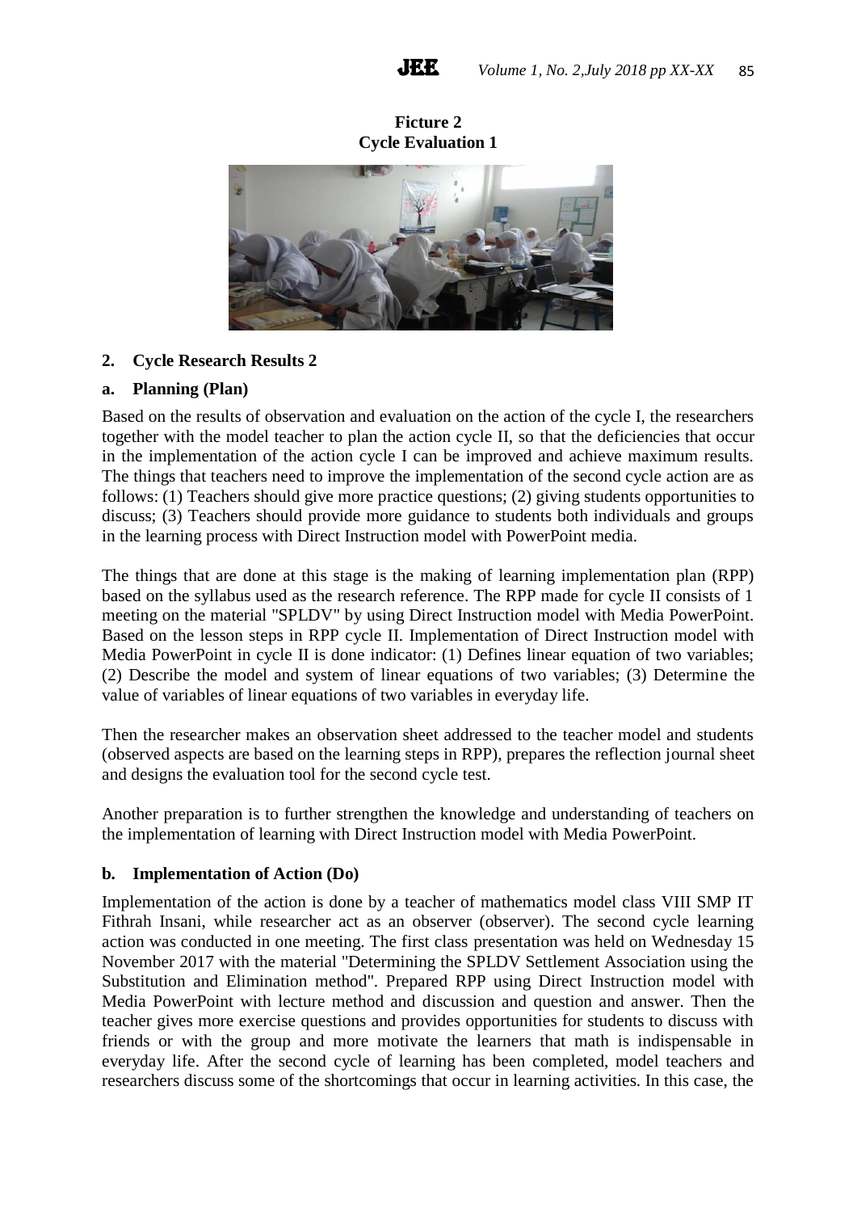**Ficture 2**
**Cycle Evaluation 1**

## 2. Cycle Research Results 2

### a. Planning (Plan)

Based on the results of observation and evaluation on the action of the cycle I, the researchers together with the model teacher to plan the action cycle II, so that the deficiencies that occur in the implementation of the action cycle I can be improved and achieve maximum results. The things that teachers need to improve the implementation of the second cycle action are as follows: (1) Teachers should give more practice questions; (2) giving students opportunities to discuss; (3) Teachers should provide more guidance to students both individuals and groups in the learning process with Direct Instruction model with PowerPoint media.

The things that are done at this stage is the making of learning implementation plan (RPP) based on the syllabus used as the research reference. The RPP made for cycle II consists of 1 meeting on the material "SPLDV" by using Direct Instruction model with Media PowerPoint. Based on the lesson steps in RPP cycle II. Implementation of Direct Instruction model with Media PowerPoint in cycle II is done indicator: (1) Defines linear equation of two variables; (2) Describe the model and system of linear equations of two variables; (3) Determine the value of variables of linear equations of two variables in everyday life.

Then the researcher makes an observation sheet addressed to the teacher model and students (observed aspects are based on the learning steps in RPP), prepares the reflection journal sheet and designs the evaluation tool for the second cycle test.

Another preparation is to further strengthen the knowledge and understanding of teachers on the implementation of learning with Direct Instruction model with Media PowerPoint.

### b. Implementation of Action (Do)

Implementation of the action is done by a teacher of mathematics model class VIII SMP IT Fithrah Insani, while researcher act as an observer (observer). The second cycle learning action was conducted in one meeting. The first class presentation was held on Wednesday 15 November 2017 with the material "Determining the SPLDV Settlement Association using the Substitution and Elimination method". Prepared RPP using Direct Instruction model with Media PowerPoint with lecture method and discussion and question and answer. Then the teacher gives more exercise questions and provides opportunities for students to discuss with friends or with the group and more motivate the learners that math is indispensable in everyday life. After the second cycle of learning has been completed, model teachers and researchers discuss some of the shortcomings that occur in learning activities. In this case, the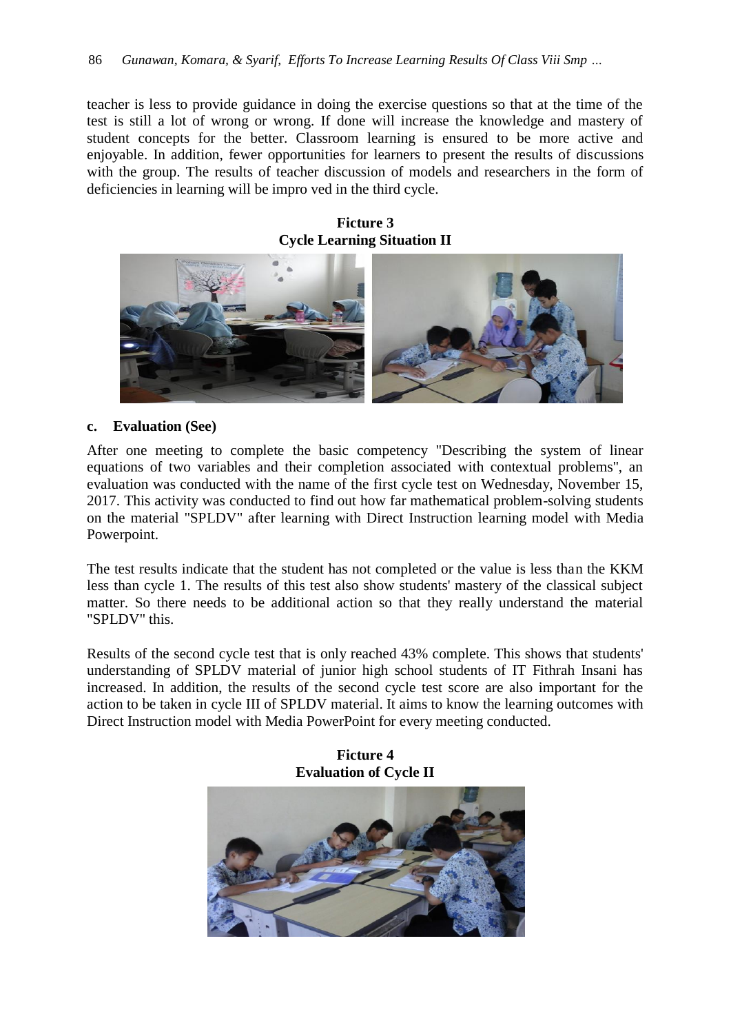teacher is less to provide guidance in doing the exercise questions so that at the time of the test is still a lot of wrong or wrong. If done will increase the knowledge and mastery of student concepts for the better. Classroom learning is ensured to be more active and enjoyable. In addition, fewer opportunities for learners to present the results of discussions with the group. The results of teacher discussion of models and researchers in the form of deficiencies in learning will be impro ved in the third cycle.

**Ficture 3**
**Cycle Learning Situation II**

**c. Evaluation (See)**

After one meeting to complete the basic competency "Describing the system of linear equations of two variables and their completion associated with contextual problems", an evaluation was conducted with the name of the first cycle test on Wednesday, November 15, 2017. This activity was conducted to find out how far mathematical problem-solving students on the material "SPLDV" after learning with Direct Instruction learning model with Media Powerpoint.

The test results indicate that the student has not completed or the value is less than the KKM less than cycle 1. The results of this test also show students' mastery of the classical subject matter. So there needs to be additional action so that they really understand the material "SPLDV" this.

Results of the second cycle test that is only reached 43% complete. This shows that students' understanding of SPLDV material of junior high school students of IT Fithrah Insani has increased. In addition, the results of the second cycle test score are also important for the action to be taken in cycle III of SPLDV material. It aims to know the learning outcomes with Direct Instruction model with Media PowerPoint for every meeting conducted.

**Ficture 4**
**Evaluation of Cycle II**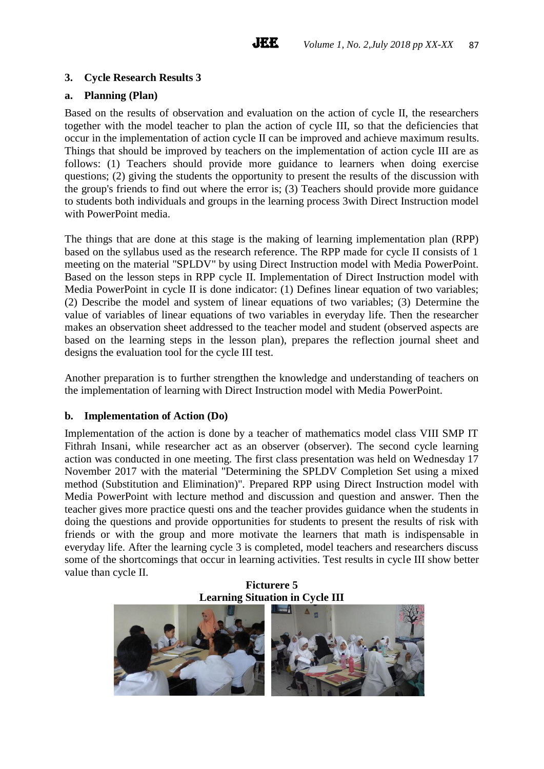### 3. Cycle Research Results 3

#### a. Planning (Plan)

Based on the results of observation and evaluation on the action of cycle II, the researchers together with the model teacher to plan the action of cycle III, so that the deficiencies that occur in the implementation of action cycle II can be improved and achieve maximum results. Things that should be improved by teachers on the implementation of action cycle III are as follows: (1) Teachers should provide more guidance to learners when doing exercise questions; (2) giving the students the opportunity to present the results of the discussion with the group's friends to find out where the error is; (3) Teachers should provide more guidance to students both individuals and groups in the learning process 3with Direct Instruction model with PowerPoint media.

The things that are done at this stage is the making of learning implementation plan (RPP) based on the syllabus used as the research reference. The RPP made for cycle II consists of 1 meeting on the material "SPLDV" by using Direct Instruction model with Media PowerPoint. Based on the lesson steps in RPP cycle II. Implementation of Direct Instruction model with Media PowerPoint in cycle II is done indicator: (1) Defines linear equation of two variables; (2) Describe the model and system of linear equations of two variables; (3) Determine the value of variables of linear equations of two variables in everyday life. Then the researcher makes an observation sheet addressed to the teacher model and student (observed aspects are based on the learning steps in the lesson plan), prepares the reflection journal sheet and designs the evaluation tool for the cycle III test.

Another preparation is to further strengthen the knowledge and understanding of teachers on the implementation of learning with Direct Instruction model with Media PowerPoint.

#### b. Implementation of Action (Do)

Implementation of the action is done by a teacher of mathematics model class VIII SMP IT Fithrah Insani, while researcher act as an observer (observer). The second cycle learning action was conducted in one meeting. The first class presentation was held on Wednesday 17 November 2017 with the material "Determining the SPLDV Completion Set using a mixed method (Substitution and Elimination)". Prepared RPP using Direct Instruction model with Media PowerPoint with lecture method and discussion and question and answer. Then the teacher gives more practice questi ons and the teacher provides guidance when the students in doing the questions and provide opportunities for students to present the results of risk with friends or with the group and more motivate the learners that math is indispensable in everyday life. After the learning cycle 3 is completed, model teachers and researchers discuss some of the shortcomings that occur in learning activities. Test results in cycle III show better value than cycle II.

**Ficturere 5**
**Learning Situation in Cycle III**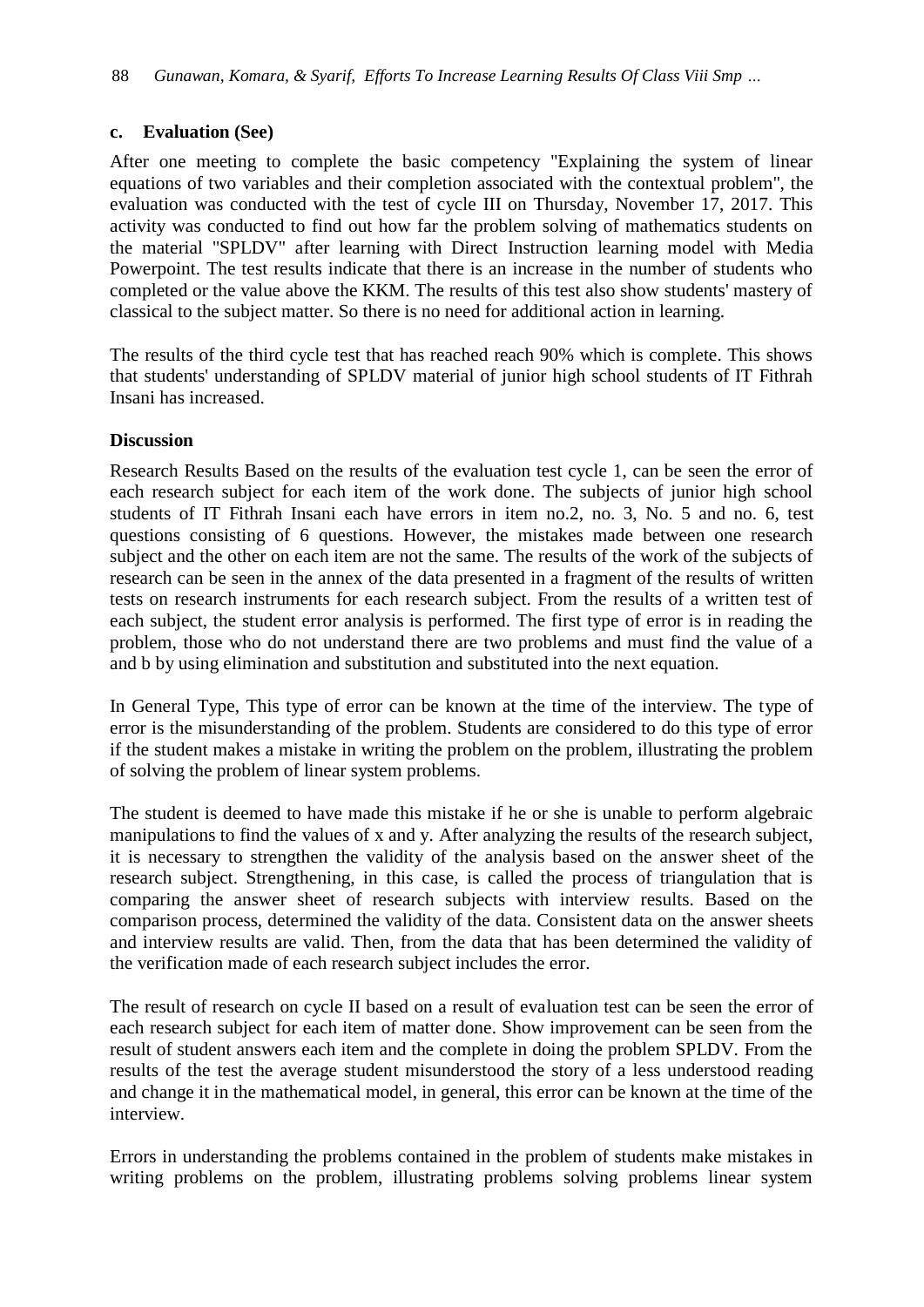### c. Evaluation (See)

After one meeting to complete the basic competency "Explaining the system of linear equations of two variables and their completion associated with the contextual problem", the evaluation was conducted with the test of cycle III on Thursday, November 17, 2017. This activity was conducted to find out how far the problem solving of mathematics students on the material "SPLDV" after learning with Direct Instruction learning model with Media Powerpoint. The test results indicate that there is an increase in the number of students who completed or the value above the KKM. The results of this test also show students' mastery of classical to the subject matter. So there is no need for additional action in learning.

The results of the third cycle test that has reached reach 90% which is complete. This shows that students' understanding of SPLDV material of junior high school students of IT Fithrah Insani has increased.

### Discussion

Research Results Based on the results of the evaluation test cycle 1, can be seen the error of each research subject for each item of the work done. The subjects of junior high school students of IT Fithrah Insani each have errors in item no.2, no. 3, No. 5 and no. 6, test questions consisting of 6 questions. However, the mistakes made between one research subject and the other on each item are not the same. The results of the work of the subjects of research can be seen in the annex of the data presented in a fragment of the results of written tests on research instruments for each research subject. From the results of a written test of each subject, the student error analysis is performed. The first type of error is in reading the problem, those who do not understand there are two problems and must find the value of a and b by using elimination and substitution and substituted into the next equation.

In General Type, This type of error can be known at the time of the interview. The type of error is the misunderstanding of the problem. Students are considered to do this type of error if the student makes a mistake in writing the problem on the problem, illustrating the problem of solving the problem of linear system problems.

The student is deemed to have made this mistake if he or she is unable to perform algebraic manipulations to find the values of x and y. After analyzing the results of the research subject, it is necessary to strengthen the validity of the analysis based on the answer sheet of the research subject. Strengthening, in this case, is called the process of triangulation that is comparing the answer sheet of research subjects with interview results. Based on the comparison process, determined the validity of the data. Consistent data on the answer sheets and interview results are valid. Then, from the data that has been determined the validity of the verification made of each research subject includes the error.

The result of research on cycle II based on a result of evaluation test can be seen the error of each research subject for each item of matter done. Show improvement can be seen from the result of student answers each item and the complete in doing the problem SPLDV. From the results of the test the average student misunderstood the story of a less understood reading and change it in the mathematical model, in general, this error can be known at the time of the interview.

Errors in understanding the problems contained in the problem of students make mistakes in writing problems on the problem, illustrating problems solving problems linear system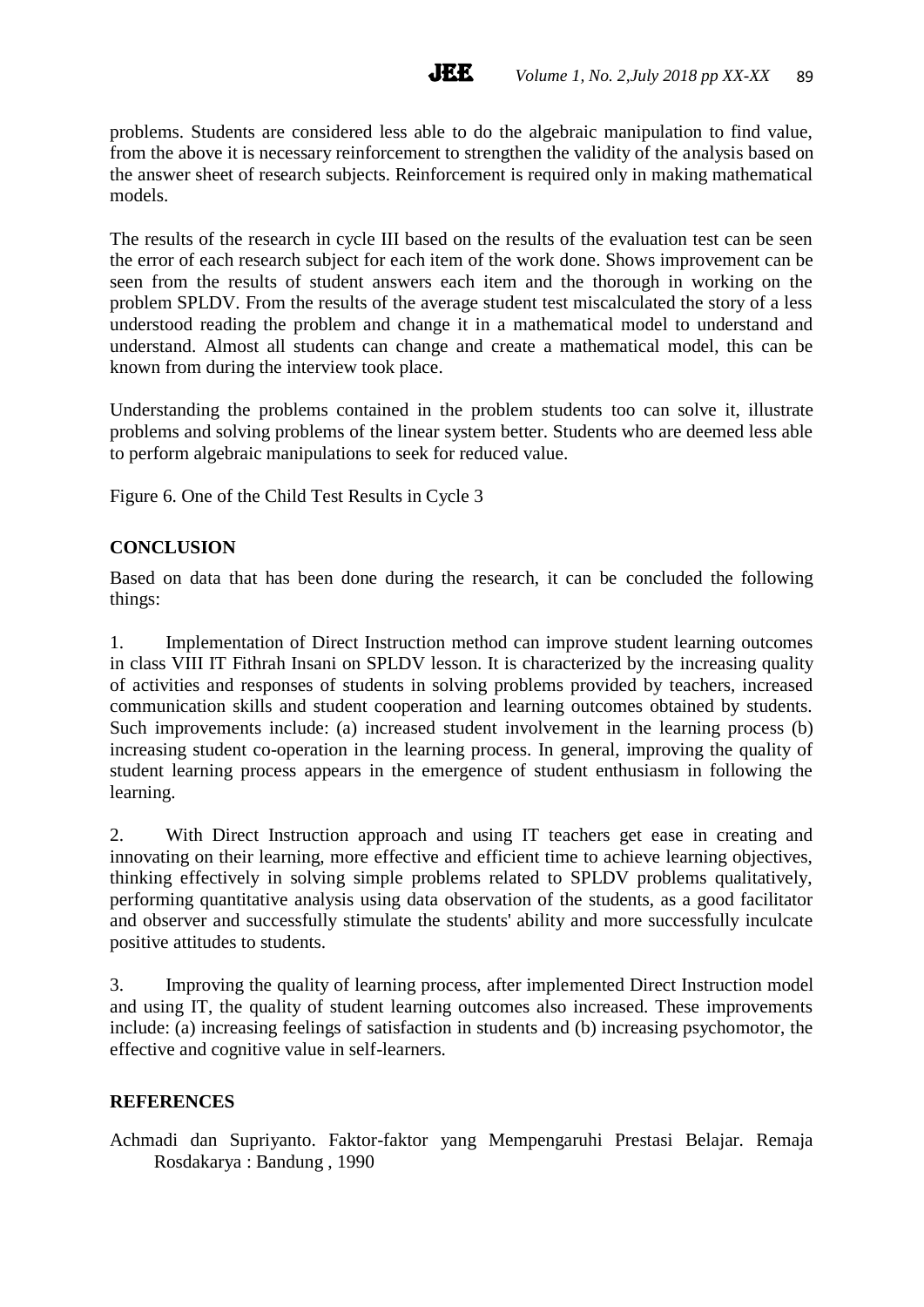problems. Students are considered less able to do the algebraic manipulation to find value, from the above it is necessary reinforcement to strengthen the validity of the analysis based on the answer sheet of research subjects. Reinforcement is required only in making mathematical models.

The results of the research in cycle III based on the results of the evaluation test can be seen the error of each research subject for each item of the work done. Shows improvement can be seen from the results of student answers each item and the thorough in working on the problem SPLDV. From the results of the average student test miscalculated the story of a less understood reading the problem and change it in a mathematical model to understand and understand. Almost all students can change and create a mathematical model, this can be known from during the interview took place.

Understanding the problems contained in the problem students too can solve it, illustrate problems and solving problems of the linear system better. Students who are deemed less able to perform algebraic manipulations to seek for reduced value.

Figure 6. One of the Child Test Results in Cycle 3

## CONCLUSION

Based on data that has been done during the research, it can be concluded the following things:

1. Implementation of Direct Instruction method can improve student learning outcomes in class VIII IT Fithrah Insani on SPLDV lesson. It is characterized by the increasing quality of activities and responses of students in solving problems provided by teachers, increased communication skills and student cooperation and learning outcomes obtained by students. Such improvements include: (a) increased student involvement in the learning process (b) increasing student co-operation in the learning process. In general, improving the quality of student learning process appears in the emergence of student enthusiasm in following the learning.

2. With Direct Instruction approach and using IT teachers get ease in creating and innovating on their learning, more effective and efficient time to achieve learning objectives, thinking effectively in solving simple problems related to SPLDV problems qualitatively, performing quantitative analysis using data observation of the students, as a good facilitator and observer and successfully stimulate the students' ability and more successfully inculcate positive attitudes to students.

3. Improving the quality of learning process, after implemented Direct Instruction model and using IT, the quality of student learning outcomes also increased. These improvements include: (a) increasing feelings of satisfaction in students and (b) increasing psychomotor, the effective and cognitive value in self-learners.

## REFERENCES

Achmadi dan Supriyanto. Faktor-faktor yang Mempengaruhi Prestasi Belajar. Remaja Rosdakarya : Bandung , 1990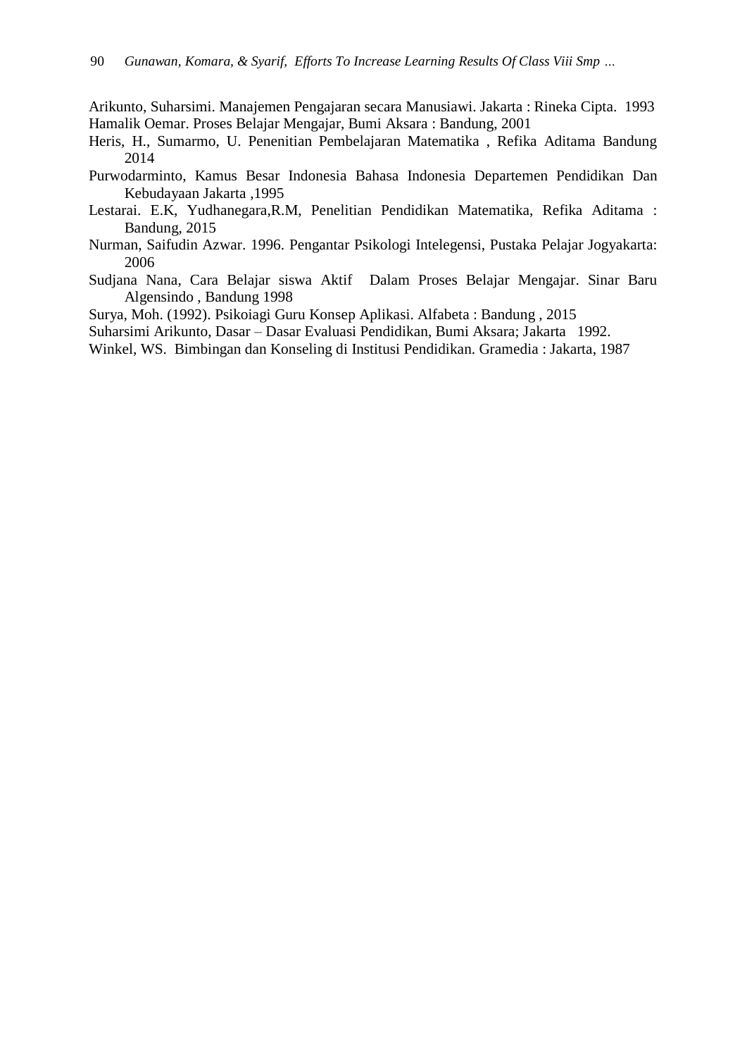Arikunto, Suharsimi. Manajemen Pengajaran secara Manusiawi. Jakarta : Rineka Cipta. 1993

Hamalik Oemar. Proses Belajar Mengajar, Bumi Aksara : Bandung, 2001

Heris, H., Sumarmo, U. Penenitian Pembelajaran Matematika , Refika Aditama Bandung 2014

Purwodarminto, Kamus Besar Indonesia Bahasa Indonesia Departemen Pendidikan Dan Kebudayaan Jakarta ,1995

Lestarai. E.K, Yudhanegara,R.M, Penelitian Pendidikan Matematika, Refika Aditama : Bandung, 2015

Nurman, Saifudin Azwar. 1996. Pengantar Psikologi Intelegensi, Pustaka Pelajar Jogyakarta: 2006

Sudjana Nana, Cara Belajar siswa Aktif Dalam Proses Belajar Mengajar. Sinar Baru Algensindo , Bandung 1998

Surya, Moh. (1992). Psikoiagi Guru Konsep Aplikasi. Alfabeta : Bandung , 2015

Suharsimi Arikunto, Dasar – Dasar Evaluasi Pendidikan, Bumi Aksara; Jakarta 1992.

Winkel, WS. Bimbingan dan Konseling di Institusi Pendidikan. Gramedia : Jakarta, 1987